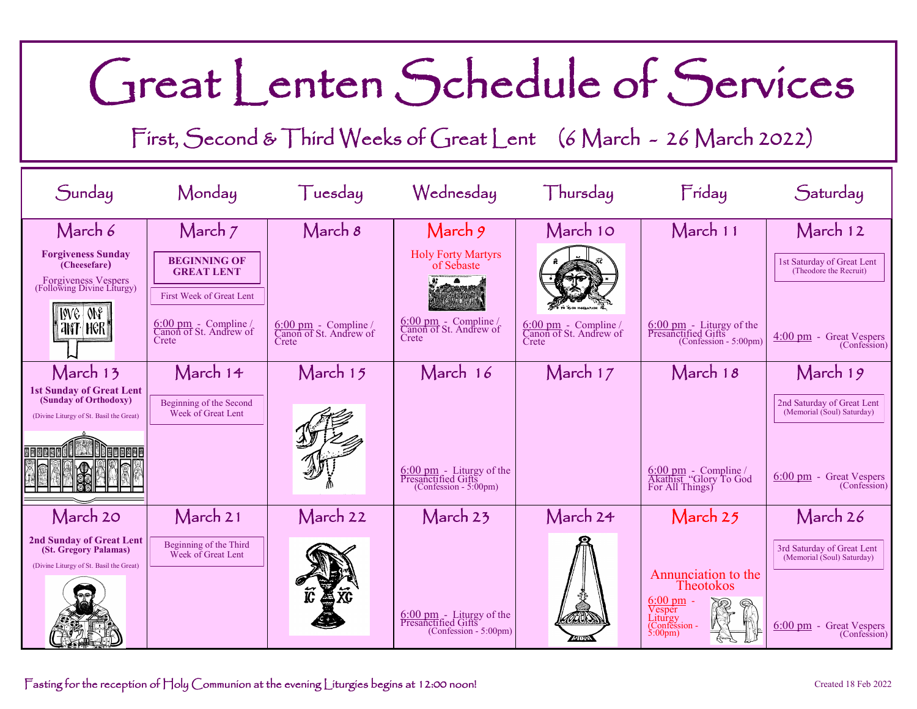# Great Lenten Schedule of Services

## First, Second & Third Weeks of Great Lent (6 March - 26 March 2022)

| Sunday | Monday | Tuesday | Wednesday | Thursday | Friday | Saturday |
|---|---|---|---|---|---|---|
| March 6<br>**Forgiveness Sunday (Cheesefare)**<br>Forgiveness Vespers (Following Divine Liturgy) | March 7<br>**BEGINNING OF GREAT LENT**<br>First Week of Great Lent<br>6:00 pm - Compline / Canon of St. Andrew of Crete | March 8<br>6:00 pm - Compline / Canon of St. Andrew of Crete | March 9<br>Holy Forty Martyrs of Sebaste<br>6:00 pm - Compline / Canon of St. Andrew of Crete | March 10<br>6:00 pm - Compline / Canon of St. Andrew of Crete | March 11<br>6:00 pm - Liturgy of the Presanctified Gifts (Confession - 5:00pm) | March 12<br>1st Saturday of Great Lent (Theodore the Recruit)<br>4:00 pm - Great Vespers (Confession) |
| March 13<br>**1st Sunday of Great Lent (Sunday of Orthodoxy)**<br>(Divine Liturgy of St. Basil the Great) | March 14<br>Beginning of the Second Week of Great Lent | March 15 | March 16<br>6:00 pm - Liturgy of the Presanctified Gifts (Confession - 5:00pm) | March 17 | March 18<br>6:00 pm - Compline / Akathist "Glory To God For All Things) | March 19<br>2nd Saturday of Great Lent (Memorial (Soul) Saturday)<br>6:00 pm - Great Vespers (Confession) |
| March 20<br>**2nd Sunday of Great Lent (St. Gregory Palamas)**<br>(Divine Liturgy of St. Basil the Great) | March 21<br>Beginning of the Third Week of Great Lent | March 22 | March 23<br>6:00 pm - Liturgy of the Presanctified Gifts (Confession - 5:00pm) | March 24 | March 25<br>Annunciation to the Theotokos<br>6:00 pm - Vesper Liturgy (Confession - 5:00pm) | March 26<br>3rd Saturday of Great Lent (Memorial (Soul) Saturday)<br>6:00 pm - Great Vespers (Confession) |

Fasting for the reception of Holy Communion at the evening Liturgies begins at 12:00 noon!

Created 18 Feb 2022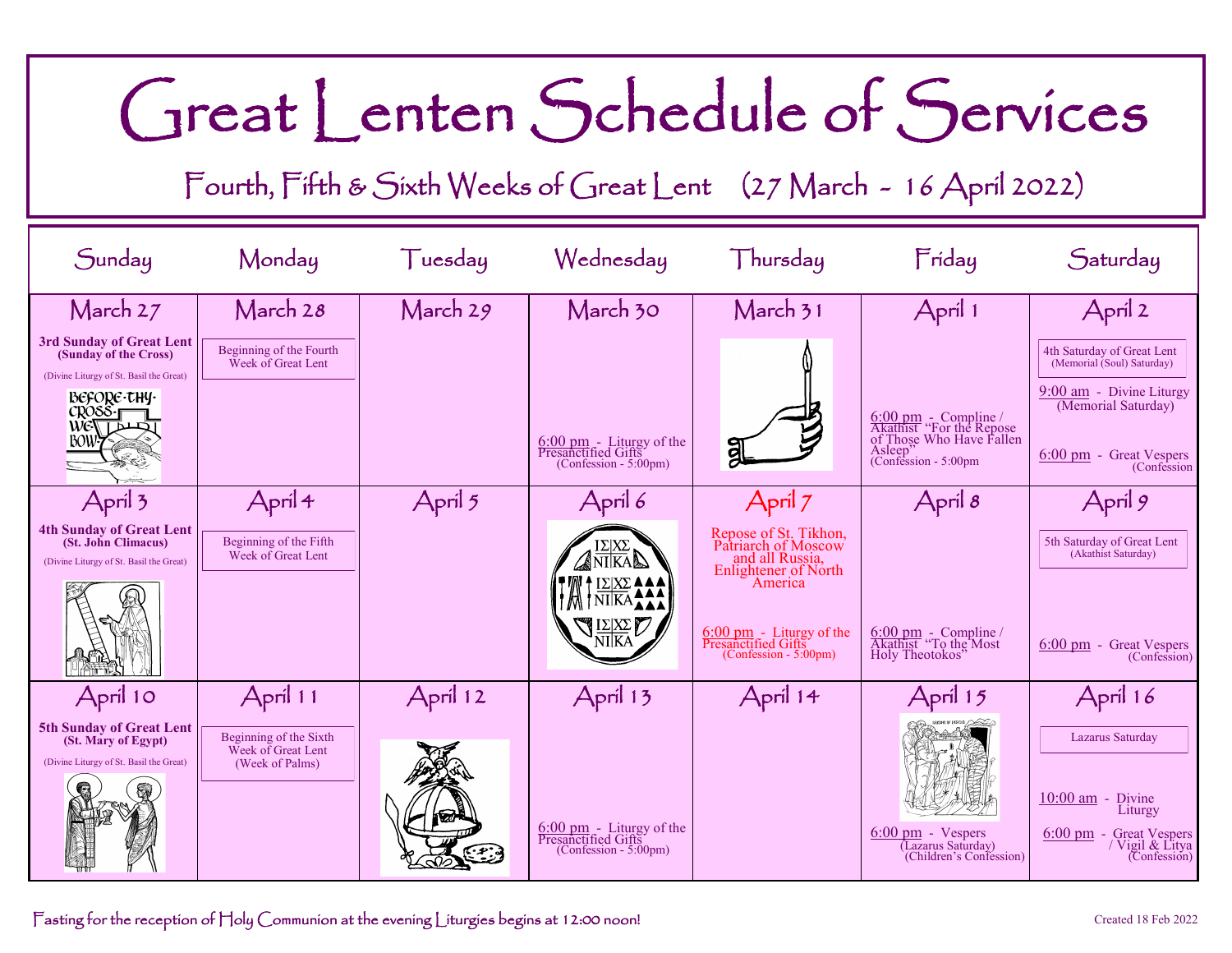# Great Lenten Schedule of Services

## Fourth, Fifth & Sixth Weeks of Great Lent (27 March - 16 April 2022)

| Sunday | Monday | Tuesday | Wednesday | Thursday | Friday | Saturday |
|---|---|---|---|---|---|---|
| March 27<br>**3rd Sunday of Great Lent (Sunday of the Cross)**<br>(Divine Liturgy of St. Basil the Great)<br>BEFORE-THY-CROSS-WE-BOW | March 28<br>Beginning of the Fourth Week of Great Lent | March 29 | March 30<br>6:00 pm - Liturgy of the Presanctified Gifts<br>(Confession - 5:00pm) | March 31 | April 1<br>6:00 pm - Compline / Akathist "For the Repose of Those Who Have Fallen Asleep"<br>(Confession - 5:00pm | April 2<br>4th Saturday of Great Lent<br>(Memorial (Soul) Saturday)<br>9:00 am - Divine Liturgy<br>(Memorial Saturday)<br>6:00 pm - Great Vespers<br>(Confession |
| April 3<br>**4th Sunday of Great Lent (St. John Climacus)**<br>(Divine Liturgy of St. Basil the Great) | April 4<br>Beginning of the Fifth Week of Great Lent | April 5 | April 6<br>IC XC NIKA | April 7<br>Repose of St. Tikhon, Patriarch of Moscow and all Russia, Enlightener of North America<br>6:00 pm - Liturgy of the Presanctified Gifts<br>(Confession - 5:00pm) | April 8<br>6:00 pm - Compline / Akathist "To the Most Holy Theotokos" | April 9<br>5th Saturday of Great Lent<br>(Akathist Saturday)<br>6:00 pm - Great Vespers<br>(Confession) |
| April 10<br>**5th Sunday of Great Lent (St. Mary of Egypt)**<br>(Divine Liturgy of St. Basil the Great) | April 11<br>Beginning of the Sixth Week of Great Lent<br>(Week of Palms) | April 12 | April 13<br>6:00 pm - Liturgy of the Presanctified Gifts<br>(Confession - 5:00pm) | April 14 | April 15<br>6:00 pm - Vespers<br>(Lazarus Saturday)<br>(Children's Confession) | April 16<br>Lazarus Saturday<br>10:00 am - Divine Liturgy<br>6:00 pm - Great Vespers / Vigil & Litya<br>(Confession) |

Fasting for the reception of Holy Communion at the evening Liturgies begins at 12:00 noon!

Created 18 Feb 2022